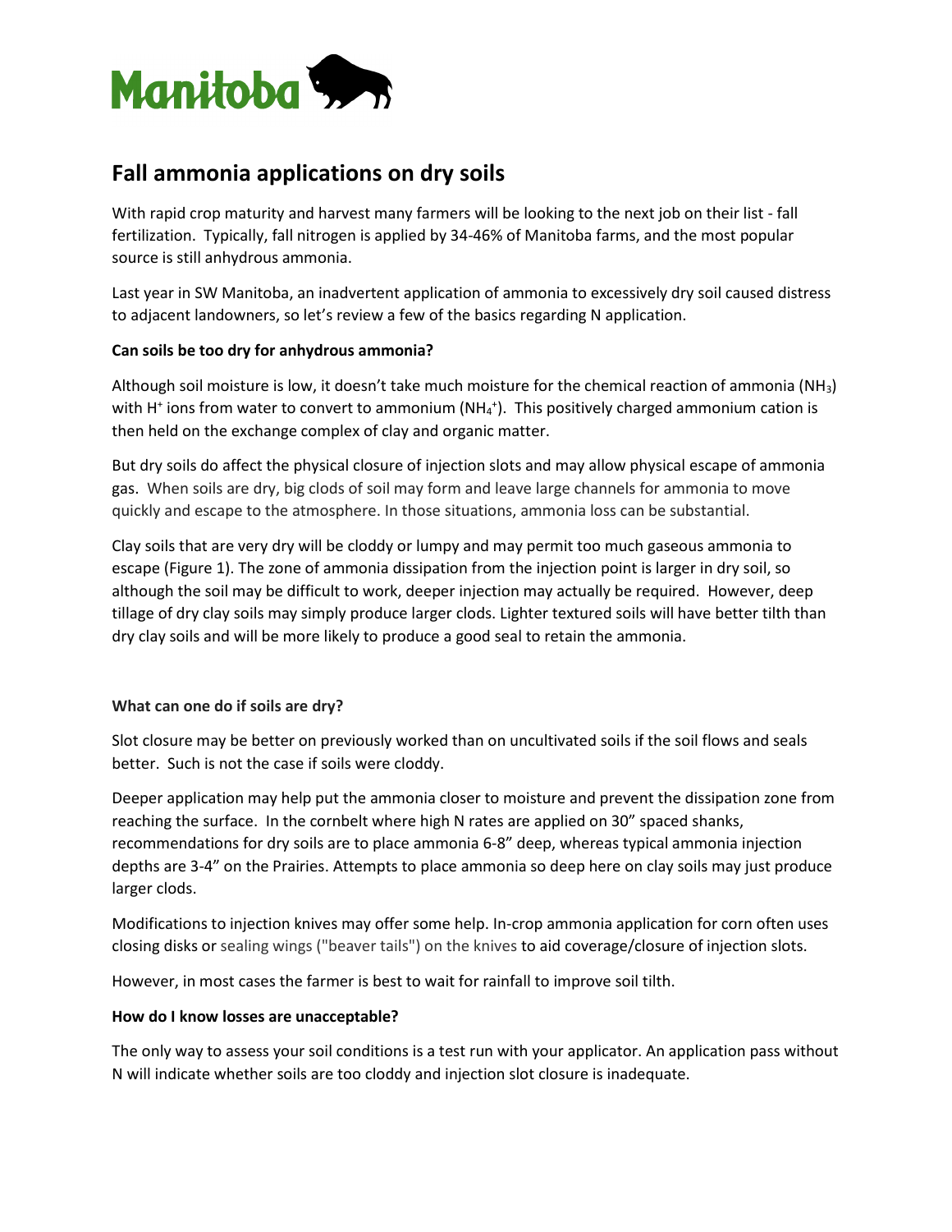# Fall ammonia applications on dry soils

With rapid crop maturity and harvest many farmers will be looking to the next job on their list - fall fertilization. Typically, fall nitrogen is applied by 34-46% of Manitoba farms, and the most popular source is still anhydrous ammonia.

Last year in SW Manitoba, an inadvertent application of ammonia to excessively dry soil caused distress to adjacent landowners, so let's review a few of the basics regarding N application.

**Can soils be too dry for anhydrous ammonia?**

Although soil moisture is low, it doesn't take much moisture for the chemical reaction of ammonia ($NH_3$) with $H^+$ ions from water to convert to ammonium ($NH_4^+$). This positively charged ammonium cation is then held on the exchange complex of clay and organic matter.

But dry soils do affect the physical closure of injection slots and may allow physical escape of ammonia gas. When soils are dry, big clods of soil may form and leave large channels for ammonia to move quickly and escape to the atmosphere. In those situations, ammonia loss can be substantial.

Clay soils that are very dry will be cloddy or lumpy and may permit too much gaseous ammonia to escape (Figure 1). The zone of ammonia dissipation from the injection point is larger in dry soil, so although the soil may be difficult to work, deeper injection may actually be required. However, deep tillage of dry clay soils may simply produce larger clods. Lighter textured soils will have better tilth than dry clay soils and will be more likely to produce a good seal to retain the ammonia.

**What can one do if soils are dry?**

Slot closure may be better on previously worked than on uncultivated soils if the soil flows and seals better. Such is not the case if soils were cloddy.

Deeper application may help put the ammonia closer to moisture and prevent the dissipation zone from reaching the surface. In the cornbelt where high N rates are applied on 30" spaced shanks, recommendations for dry soils are to place ammonia 6-8" deep, whereas typical ammonia injection depths are 3-4" on the Prairies. Attempts to place ammonia so deep here on clay soils may just produce larger clods.

Modifications to injection knives may offer some help. In-crop ammonia application for corn often uses closing disks or sealing wings ("beaver tails") on the knives to aid coverage/closure of injection slots.

However, in most cases the farmer is best to wait for rainfall to improve soil tilth.

**How do I know losses are unacceptable?**

The only way to assess your soil conditions is a test run with your applicator. An application pass without N will indicate whether soils are too cloddy and injection slot closure is inadequate.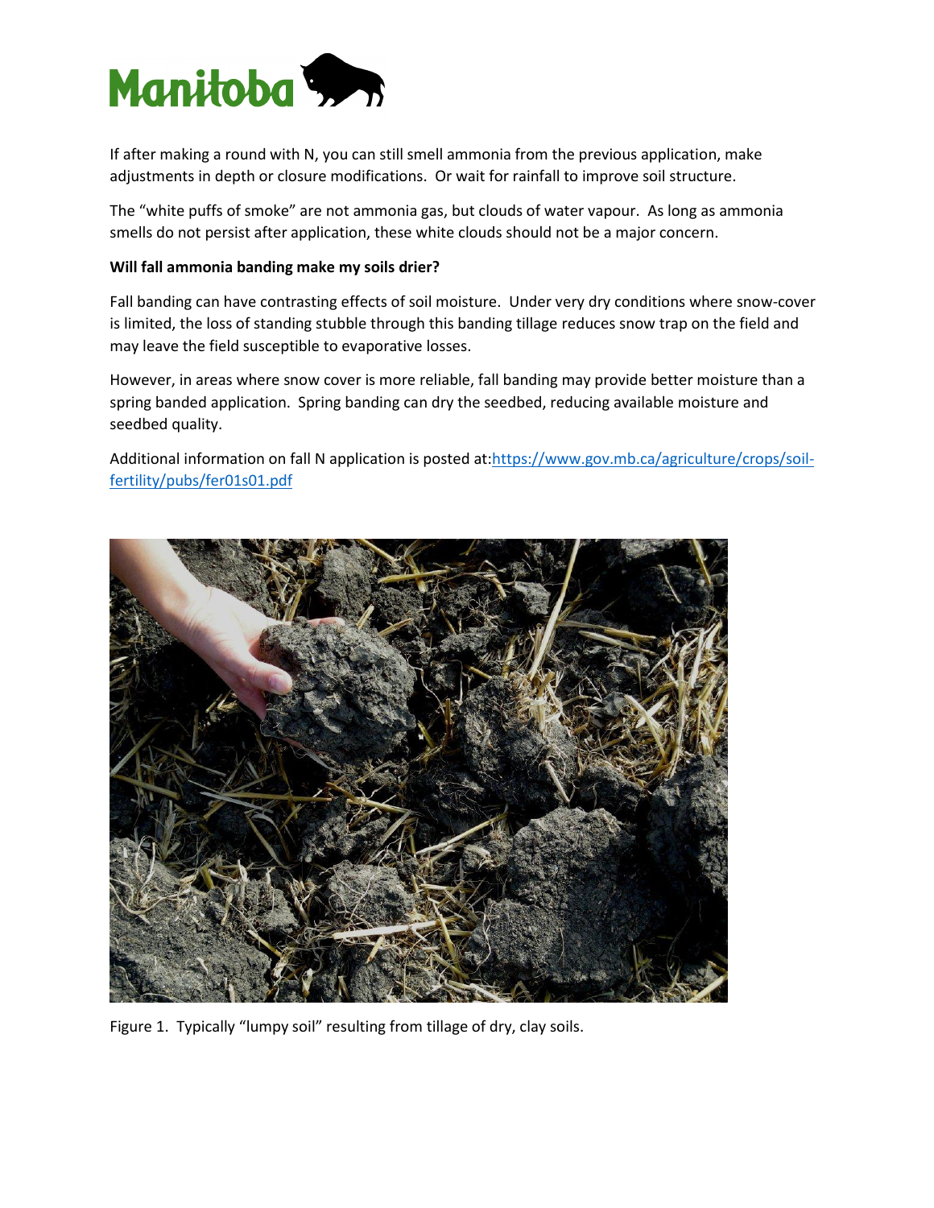If after making a round with N, you can still smell ammonia from the previous application, make adjustments in depth or closure modifications. Or wait for rainfall to improve soil structure.

The "white puffs of smoke" are not ammonia gas, but clouds of water vapour. As long as ammonia smells do not persist after application, these white clouds should not be a major concern.

**Will fall ammonia banding make my soils drier?**

Fall banding can have contrasting effects of soil moisture. Under very dry conditions where snow-cover is limited, the loss of standing stubble through this banding tillage reduces snow trap on the field and may leave the field susceptible to evaporative losses.

However, in areas where snow cover is more reliable, fall banding may provide better moisture than a spring banded application. Spring banding can dry the seedbed, reducing available moisture and seedbed quality.

Additional information on fall N application is posted at:https://www.gov.mb.ca/agriculture/crops/soil-fertility/pubs/fer01s01.pdf

Figure 1. Typically "lumpy soil" resulting from tillage of dry, clay soils.